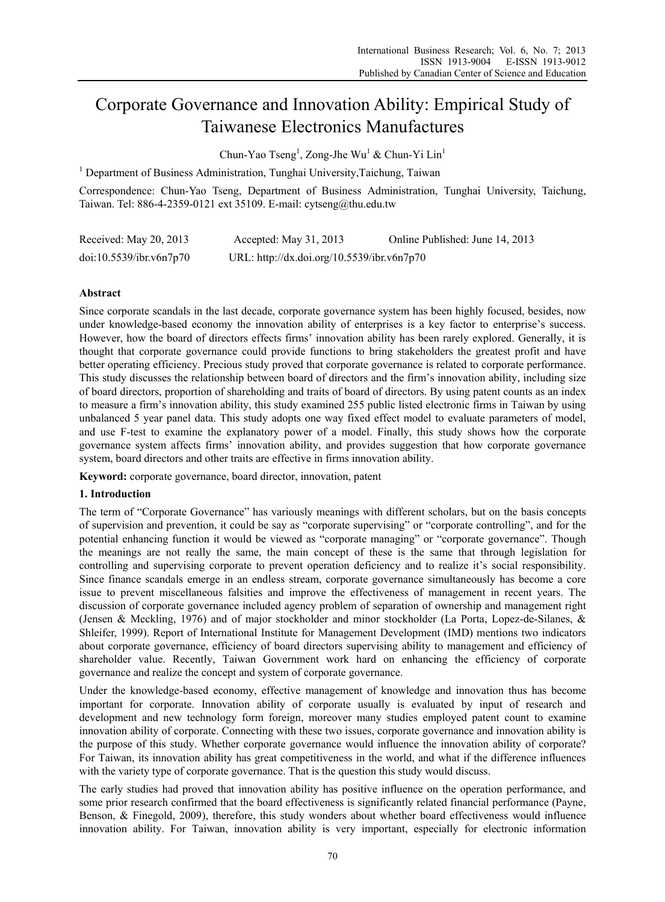# Corporate Governance and Innovation Ability: Empirical Study of Taiwanese Electronics Manufactures

Chun-Yao Tseng[1], Zong-Jhe Wu[1] & Chun-Yi Lin[1]

[1] Department of Business Administration, Tunghai University,Taichung, Taiwan

Correspondence: Chun-Yao Tseng, Department of Business Administration, Tunghai University, Taichung, Taiwan. Tel: 886-4-2359-0121 ext 35109. E-mail: cytseng@thu.edu.tw

| Received: May 20, 2013 | Accepted: May 31, 2013 | Online Published: June 14, 2013 |
|---|---|---|
| doi:10.5539/ibr.v6n7p70 | URL: http://dx.doi.org/10.5539/ibr.v6n7p70 | |

## Abstract

Since corporate scandals in the last decade, corporate governance system has been highly focused, besides, now under knowledge-based economy the innovation ability of enterprises is a key factor to enterprise's success. However, how the board of directors effects firms' innovation ability has been rarely explored. Generally, it is thought that corporate governance could provide functions to bring stakeholders the greatest profit and have better operating efficiency. Precious study proved that corporate governance is related to corporate performance. This study discusses the relationship between board of directors and the firm's innovation ability, including size of board directors, proportion of shareholding and traits of board of directors. By using patent counts as an index to measure a firm's innovation ability, this study examined 255 public listed electronic firms in Taiwan by using unbalanced 5 year panel data. This study adopts one way fixed effect model to evaluate parameters of model, and use F-test to examine the explanatory power of a model. Finally, this study shows how the corporate governance system affects firms' innovation ability, and provides suggestion that how corporate governance system, board directors and other traits are effective in firms innovation ability.

**Keyword:** corporate governance, board director, innovation, patent

## 1. Introduction

The term of "Corporate Governance" has variously meanings with different scholars, but on the basis concepts of supervision and prevention, it could be say as "corporate supervising" or "corporate controlling", and for the potential enhancing function it would be viewed as "corporate managing" or "corporate governance". Though the meanings are not really the same, the main concept of these is the same that through legislation for controlling and supervising corporate to prevent operation deficiency and to realize it's social responsibility. Since finance scandals emerge in an endless stream, corporate governance simultaneously has become a core issue to prevent miscellaneous falsities and improve the effectiveness of management in recent years. The discussion of corporate governance included agency problem of separation of ownership and management right (Jensen & Meckling, 1976) and of major stockholder and minor stockholder (La Porta, Lopez-de-Silanes, & Shleifer, 1999). Report of International Institute for Management Development (IMD) mentions two indicators about corporate governance, efficiency of board directors supervising ability to management and efficiency of shareholder value. Recently, Taiwan Government work hard on enhancing the efficiency of corporate governance and realize the concept and system of corporate governance.

Under the knowledge-based economy, effective management of knowledge and innovation thus has become important for corporate. Innovation ability of corporate usually is evaluated by input of research and development and new technology form foreign, moreover many studies employed patent count to examine innovation ability of corporate. Connecting with these two issues, corporate governance and innovation ability is the purpose of this study. Whether corporate governance would influence the innovation ability of corporate? For Taiwan, its innovation ability has great competitiveness in the world, and what if the difference influences with the variety type of corporate governance. That is the question this study would discuss.

The early studies had proved that innovation ability has positive influence on the operation performance, and some prior research confirmed that the board effectiveness is significantly related financial performance (Payne, Benson, & Finegold, 2009), therefore, this study wonders about whether board effectiveness would influence innovation ability. For Taiwan, innovation ability is very important, especially for electronic information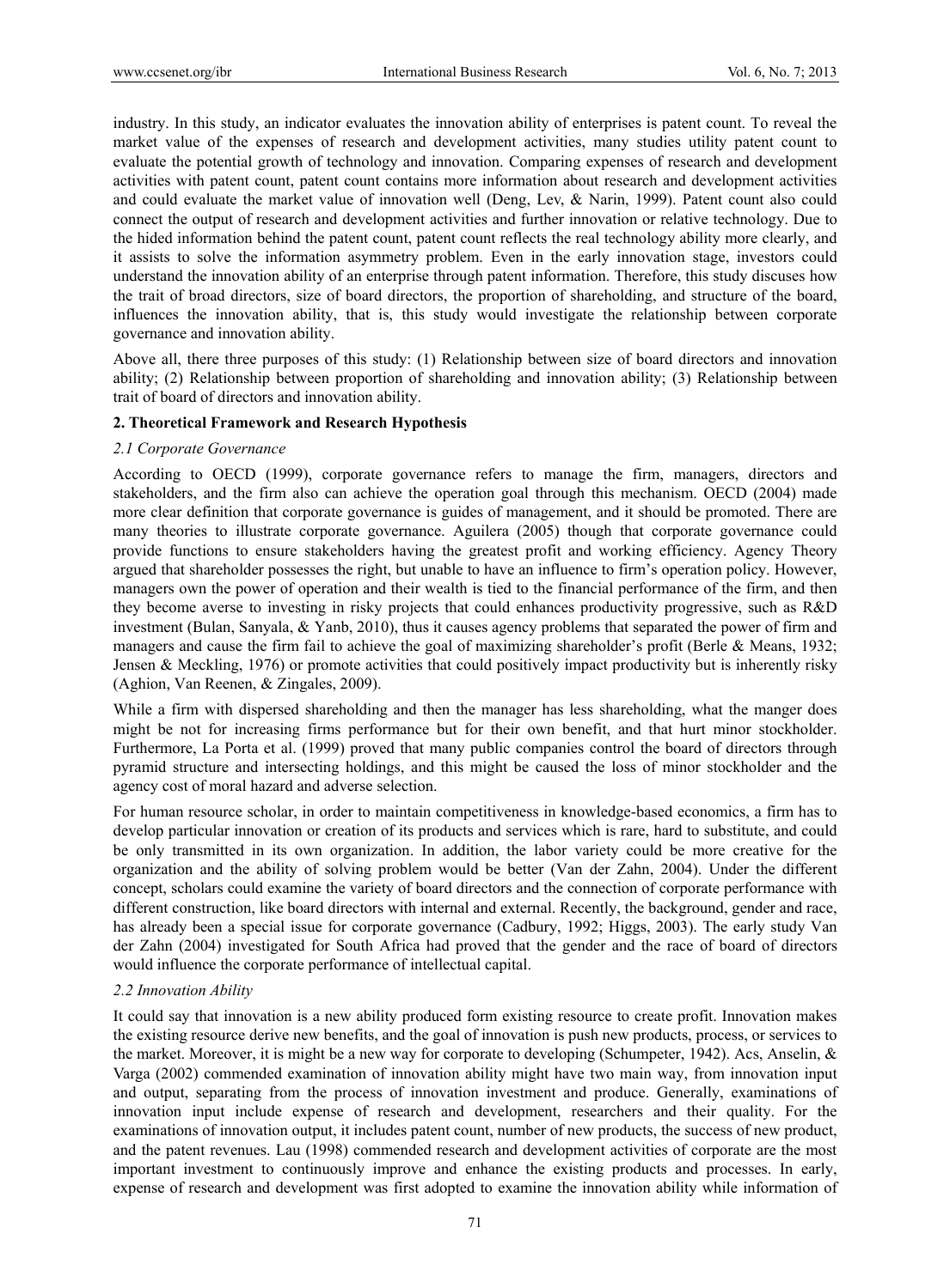industry. In this study, an indicator evaluates the innovation ability of enterprises is patent count. To reveal the market value of the expenses of research and development activities, many studies utility patent count to evaluate the potential growth of technology and innovation. Comparing expenses of research and development activities with patent count, patent count contains more information about research and development activities and could evaluate the market value of innovation well (Deng, Lev, & Narin, 1999). Patent count also could connect the output of research and development activities and further innovation or relative technology. Due to the hided information behind the patent count, patent count reflects the real technology ability more clearly, and it assists to solve the information asymmetry problem. Even in the early innovation stage, investors could understand the innovation ability of an enterprise through patent information. Therefore, this study discuses how the trait of broad directors, size of board directors, the proportion of shareholding, and structure of the board, influences the innovation ability, that is, this study would investigate the relationship between corporate governance and innovation ability.

Above all, there three purposes of this study: (1) Relationship between size of board directors and innovation ability; (2) Relationship between proportion of shareholding and innovation ability; (3) Relationship between trait of board of directors and innovation ability.

## 2. Theoretical Framework and Research Hypothesis

### *2.1 Corporate Governance*

According to OECD (1999), corporate governance refers to manage the firm, managers, directors and stakeholders, and the firm also can achieve the operation goal through this mechanism. OECD (2004) made more clear definition that corporate governance is guides of management, and it should be promoted. There are many theories to illustrate corporate governance. Aguilera (2005) though that corporate governance could provide functions to ensure stakeholders having the greatest profit and working efficiency. Agency Theory argued that shareholder possesses the right, but unable to have an influence to firm's operation policy. However, managers own the power of operation and their wealth is tied to the financial performance of the firm, and then they become averse to investing in risky projects that could enhances productivity progressive, such as R&D investment (Bulan, Sanyala, & Yanb, 2010), thus it causes agency problems that separated the power of firm and managers and cause the firm fail to achieve the goal of maximizing shareholder's profit (Berle & Means, 1932; Jensen & Meckling, 1976) or promote activities that could positively impact productivity but is inherently risky (Aghion, Van Reenen, & Zingales, 2009).

While a firm with dispersed shareholding and then the manager has less shareholding, what the manger does might be not for increasing firms performance but for their own benefit, and that hurt minor stockholder. Furthermore, La Porta et al. (1999) proved that many public companies control the board of directors through pyramid structure and intersecting holdings, and this might be caused the loss of minor stockholder and the agency cost of moral hazard and adverse selection.

For human resource scholar, in order to maintain competitiveness in knowledge-based economics, a firm has to develop particular innovation or creation of its products and services which is rare, hard to substitute, and could be only transmitted in its own organization. In addition, the labor variety could be more creative for the organization and the ability of solving problem would be better (Van der Zahn, 2004). Under the different concept, scholars could examine the variety of board directors and the connection of corporate performance with different construction, like board directors with internal and external. Recently, the background, gender and race, has already been a special issue for corporate governance (Cadbury, 1992; Higgs, 2003). The early study Van der Zahn (2004) investigated for South Africa had proved that the gender and the race of board of directors would influence the corporate performance of intellectual capital.

### *2.2 Innovation Ability*

It could say that innovation is a new ability produced form existing resource to create profit. Innovation makes the existing resource derive new benefits, and the goal of innovation is push new products, process, or services to the market. Moreover, it is might be a new way for corporate to developing (Schumpeter, 1942). Acs, Anselin, & Varga (2002) commended examination of innovation ability might have two main way, from innovation input and output, separating from the process of innovation investment and produce. Generally, examinations of innovation input include expense of research and development, researchers and their quality. For the examinations of innovation output, it includes patent count, number of new products, the success of new product, and the patent revenues. Lau (1998) commended research and development activities of corporate are the most important investment to continuously improve and enhance the existing products and processes. In early, expense of research and development was first adopted to examine the innovation ability while information of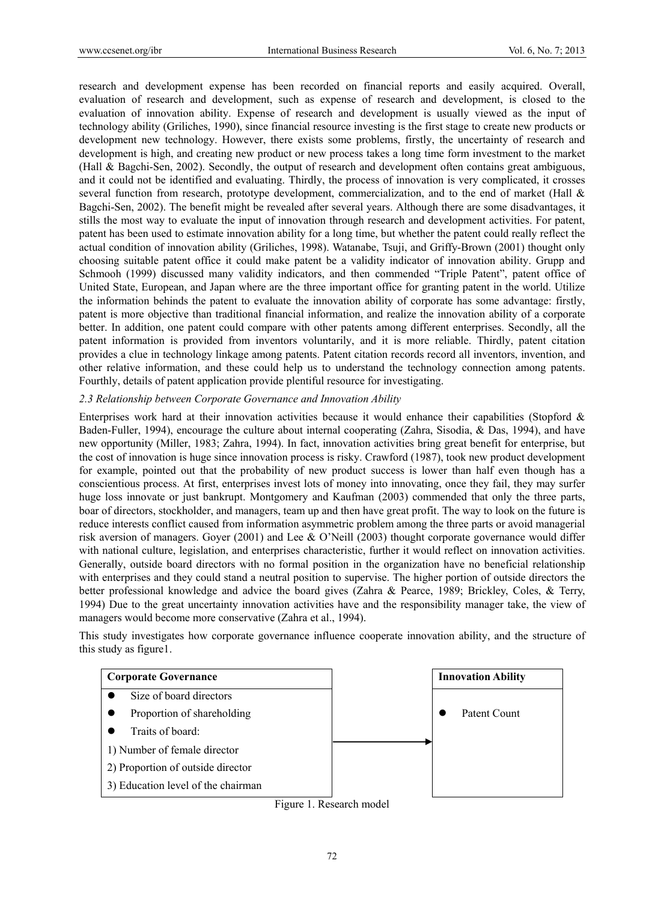research and development expense has been recorded on financial reports and easily acquired. Overall, evaluation of research and development, such as expense of research and development, is closed to the evaluation of innovation ability. Expense of research and development is usually viewed as the input of technology ability (Griliches, 1990), since financial resource investing is the first stage to create new products or development new technology. However, there exists some problems, firstly, the uncertainty of research and development is high, and creating new product or new process takes a long time form investment to the market (Hall & Bagchi-Sen, 2002). Secondly, the output of research and development often contains great ambiguous, and it could not be identified and evaluating. Thirdly, the process of innovation is very complicated, it crosses several function from research, prototype development, commercialization, and to the end of market (Hall & Bagchi-Sen, 2002). The benefit might be revealed after several years. Although there are some disadvantages, it stills the most way to evaluate the input of innovation through research and development activities. For patent, patent has been used to estimate innovation ability for a long time, but whether the patent could really reflect the actual condition of innovation ability (Griliches, 1998). Watanabe, Tsuji, and Griffy-Brown (2001) thought only choosing suitable patent office it could make patent be a validity indicator of innovation ability. Grupp and Schmooh (1999) discussed many validity indicators, and then commended "Triple Patent", patent office of United State, European, and Japan where are the three important office for granting patent in the world. Utilize the information behinds the patent to evaluate the innovation ability of corporate has some advantage: firstly, patent is more objective than traditional financial information, and realize the innovation ability of a corporate better. In addition, one patent could compare with other patents among different enterprises. Secondly, all the patent information is provided from inventors voluntarily, and it is more reliable. Thirdly, patent citation provides a clue in technology linkage among patents. Patent citation records record all inventors, invention, and other relative information, and these could help us to understand the technology connection among patents. Fourthly, details of patent application provide plentiful resource for investigating.

### *2.3 Relationship between Corporate Governance and Innovation Ability*

Enterprises work hard at their innovation activities because it would enhance their capabilities (Stopford & Baden-Fuller, 1994), encourage the culture about internal cooperating (Zahra, Sisodia, & Das, 1994), and have new opportunity (Miller, 1983; Zahra, 1994). In fact, innovation activities bring great benefit for enterprise, but the cost of innovation is huge since innovation process is risky. Crawford (1987), took new product development for example, pointed out that the probability of new product success is lower than half even though has a conscientious process. At first, enterprises invest lots of money into innovating, once they fail, they may surfer huge loss innovate or just bankrupt. Montgomery and Kaufman (2003) commended that only the three parts, boar of directors, stockholder, and managers, team up and then have great profit. The way to look on the future is reduce interests conflict caused from information asymmetric problem among the three parts or avoid managerial risk aversion of managers. Goyer (2001) and Lee & O'Neill (2003) thought corporate governance would differ with national culture, legislation, and enterprises characteristic, further it would reflect on innovation activities. Generally, outside board directors with no formal position in the organization have no beneficial relationship with enterprises and they could stand a neutral position to supervise. The higher portion of outside directors the better professional knowledge and advice the board gives (Zahra & Pearce, 1989; Brickley, Coles, & Terry, 1994) Due to the great uncertainty innovation activities have and the responsibility manager take, the view of managers would become more conservative (Zahra et al., 1994).

This study investigates how corporate governance influence cooperate innovation ability, and the structure of this study as figure1.

| Corporate Governance | | Innovation Ability |
|---|---|---|
| • Size of board directors | | |
| • Proportion of shareholding | → | • Patent Count |
| • Traits of board: | | |
| 1) Number of female director | | |
| 2) Proportion of outside director | | |
| 3) Education level of the chairman | | |

Figure 1. Research model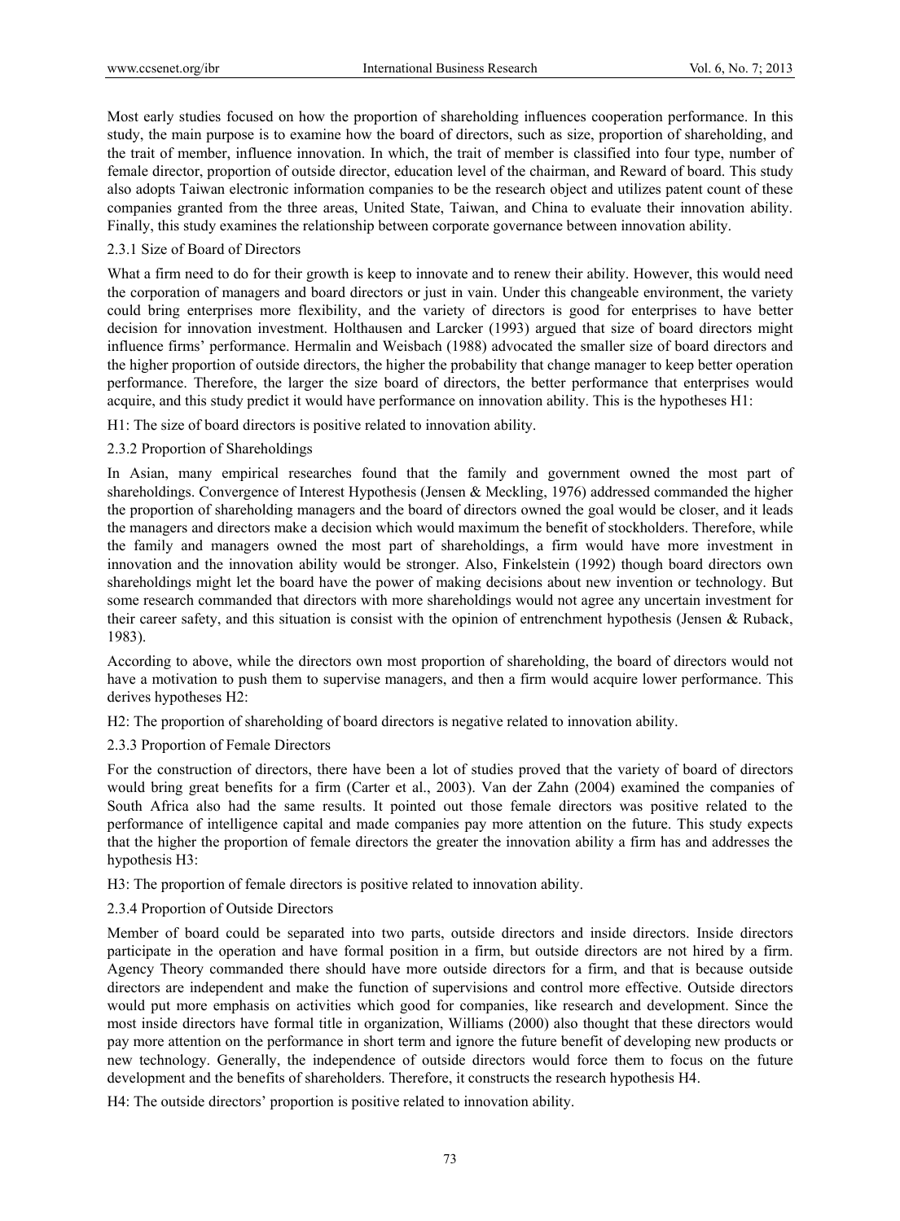Most early studies focused on how the proportion of shareholding influences cooperation performance. In this study, the main purpose is to examine how the board of directors, such as size, proportion of shareholding, and the trait of member, influence innovation. In which, the trait of member is classified into four type, number of female director, proportion of outside director, education level of the chairman, and Reward of board. This study also adopts Taiwan electronic information companies to be the research object and utilizes patent count of these companies granted from the three areas, United State, Taiwan, and China to evaluate their innovation ability. Finally, this study examines the relationship between corporate governance between innovation ability.

### 2.3.1 Size of Board of Directors

What a firm need to do for their growth is keep to innovate and to renew their ability. However, this would need the corporation of managers and board directors or just in vain. Under this changeable environment, the variety could bring enterprises more flexibility, and the variety of directors is good for enterprises to have better decision for innovation investment. Holthausen and Larcker (1993) argued that size of board directors might influence firms' performance. Hermalin and Weisbach (1988) advocated the smaller size of board directors and the higher proportion of outside directors, the higher the probability that change manager to keep better operation performance. Therefore, the larger the size board of directors, the better performance that enterprises would acquire, and this study predict it would have performance on innovation ability. This is the hypotheses H1:

H1: The size of board directors is positive related to innovation ability.

### 2.3.2 Proportion of Shareholdings

In Asian, many empirical researches found that the family and government owned the most part of shareholdings. Convergence of Interest Hypothesis (Jensen & Meckling, 1976) addressed commanded the higher the proportion of shareholding managers and the board of directors owned the goal would be closer, and it leads the managers and directors make a decision which would maximum the benefit of stockholders. Therefore, while the family and managers owned the most part of shareholdings, a firm would have more investment in innovation and the innovation ability would be stronger. Also, Finkelstein (1992) though board directors own shareholdings might let the board have the power of making decisions about new invention or technology. But some research commanded that directors with more shareholdings would not agree any uncertain investment for their career safety, and this situation is consist with the opinion of entrenchment hypothesis (Jensen & Ruback, 1983).

According to above, while the directors own most proportion of shareholding, the board of directors would not have a motivation to push them to supervise managers, and then a firm would acquire lower performance. This derives hypotheses H2:

H2: The proportion of shareholding of board directors is negative related to innovation ability.

### 2.3.3 Proportion of Female Directors

For the construction of directors, there have been a lot of studies proved that the variety of board of directors would bring great benefits for a firm (Carter et al., 2003). Van der Zahn (2004) examined the companies of South Africa also had the same results. It pointed out those female directors was positive related to the performance of intelligence capital and made companies pay more attention on the future. This study expects that the higher the proportion of female directors the greater the innovation ability a firm has and addresses the hypothesis H3:

H3: The proportion of female directors is positive related to innovation ability.

### 2.3.4 Proportion of Outside Directors

Member of board could be separated into two parts, outside directors and inside directors. Inside directors participate in the operation and have formal position in a firm, but outside directors are not hired by a firm. Agency Theory commanded there should have more outside directors for a firm, and that is because outside directors are independent and make the function of supervisions and control more effective. Outside directors would put more emphasis on activities which good for companies, like research and development. Since the most inside directors have formal title in organization, Williams (2000) also thought that these directors would pay more attention on the performance in short term and ignore the future benefit of developing new products or new technology. Generally, the independence of outside directors would force them to focus on the future development and the benefits of shareholders. Therefore, it constructs the research hypothesis H4.

H4: The outside directors' proportion is positive related to innovation ability.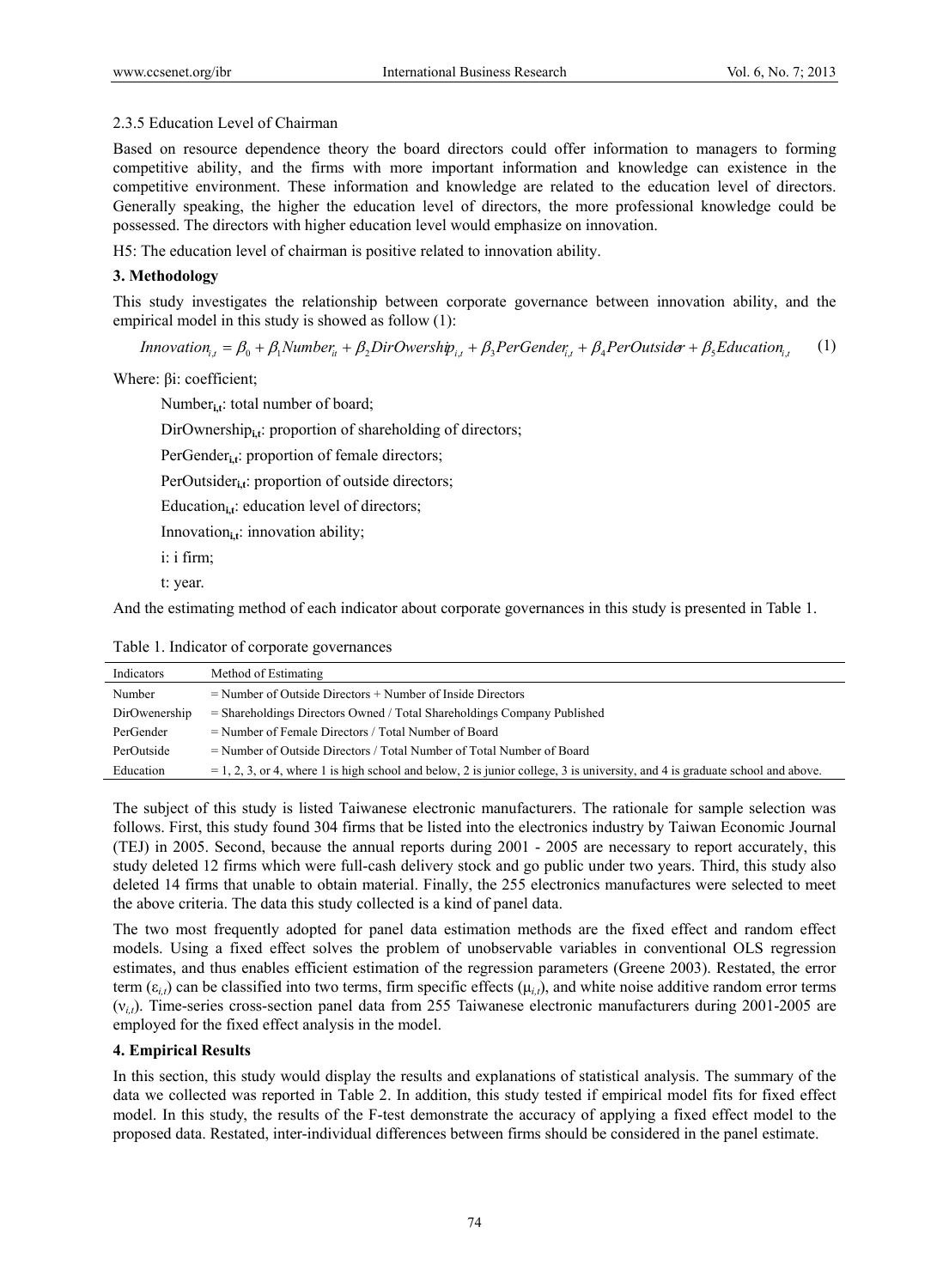2.3.5 Education Level of Chairman

Based on resource dependence theory the board directors could offer information to managers to forming competitive ability, and the firms with more important information and knowledge can existence in the competitive environment. These information and knowledge are related to the education level of directors. Generally speaking, the higher the education level of directors, the more professional knowledge could be possessed. The directors with higher education level would emphasize on innovation.

H5: The education level of chairman is positive related to innovation ability.

## 3. Methodology

This study investigates the relationship between corporate governance between innovation ability, and the empirical model in this study is showed as follow (1):

$$Innovation_{i,t} = \beta_0 + \beta_1 Number_{it} + \beta_2 DirOwership_{i,t} + \beta_3 PerGender_{i,t} + \beta_4 PerOutsider + \beta_5 Education_{i,t} \quad (1)$$

Where: βi: coefficient;

$Number_{i,t}$: total number of board;

$DirOwnership_{i,t}$: proportion of shareholding of directors;

$PerGender_{i,t}$: proportion of female directors;

$PerOutsider_{i,t}$: proportion of outside directors;

$Education_{i,t}$: education level of directors;

$Innovation_{i,t}$: innovation ability;

i: i firm;

t: year.

And the estimating method of each indicator about corporate governances in this study is presented in Table 1.

Table 1. Indicator of corporate governances

| Indicators | Method of Estimating |
|---|---|
| Number | = Number of Outside Directors + Number of Inside Directors |
| DirOwenership | = Shareholdings Directors Owned / Total Shareholdings Company Published |
| PerGender | = Number of Female Directors / Total Number of Board |
| PerOutside | = Number of Outside Directors / Total Number of Board |
| Education | = 1, 2, 3, or 4, where 1 is high school and below, 2 is junior college, 3 is university, and 4 is graduate school and above. |

The subject of this study is listed Taiwanese electronic manufacturers. The rationale for sample selection was follows. First, this study found 304 firms that be listed into the electronics industry by Taiwan Economic Journal (TEJ) in 2005. Second, because the annual reports during 2001 - 2005 are necessary to report accurately, this study deleted 12 firms which were full-cash delivery stock and go public under two years. Third, this study also deleted 14 firms that unable to obtain material. Finally, the 255 electronics manufactures were selected to meet the above criteria. The data this study collected is a kind of panel data.

The two most frequently adopted for panel data estimation methods are the fixed effect and random effect models. Using a fixed effect solves the problem of unobservable variables in conventional OLS regression estimates, and thus enables efficient estimation of the regression parameters (Greene 2003). Restated, the error term ($\varepsilon_{i,t}$) can be classified into two terms, firm specific effects ($\mu_{i,t}$), and white noise additive random error terms ($\nu_{i,t}$). Time-series cross-section panel data from 255 Taiwanese electronic manufacturers during 2001-2005 are employed for the fixed effect analysis in the model.

## 4. Empirical Results

In this section, this study would display the results and explanations of statistical analysis. The summary of the data we collected was reported in Table 2. In addition, this study tested if empirical model fits for fixed effect model. In this study, the results of the F-test demonstrate the accuracy of applying a fixed effect model to the proposed data. Restated, inter-individual differences between firms should be considered in the panel estimate.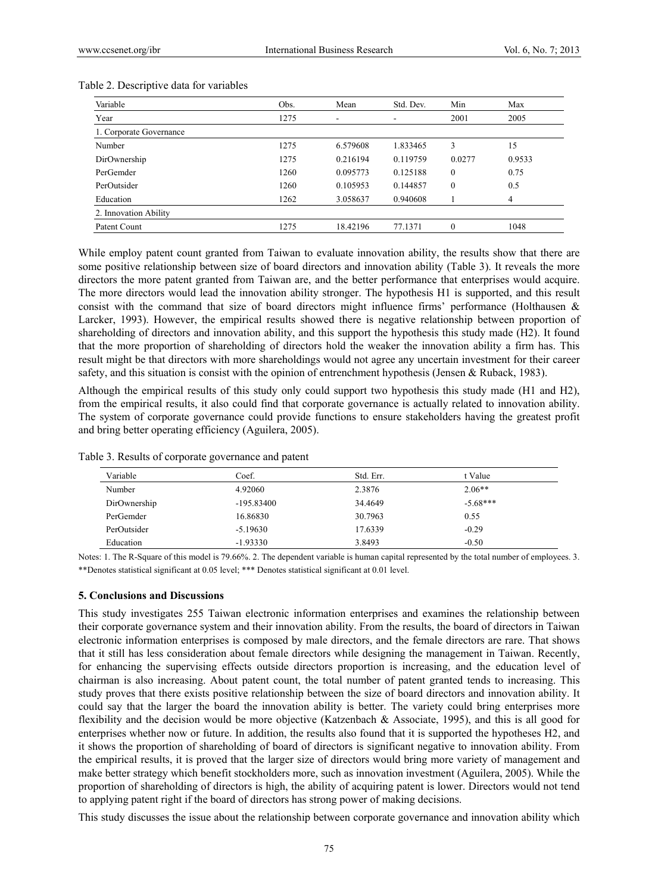Table 2. Descriptive data for variables

| Variable | Obs. | Mean | Std. Dev. | Min | Max |
|---|---|---|---|---|---|
| Year | 1275 | - | - | 2001 | 2005 |
| 1. Corporate Governance | | | | | |
| Number | 1275 | 6.579608 | 1.833465 | 3 | 15 |
| DirOwnership | 1275 | 0.216194 | 0.119759 | 0.0277 | 0.9533 |
| PerGemder | 1260 | 0.095773 | 0.125188 | 0 | 0.75 |
| PerOutsider | 1260 | 0.105953 | 0.144857 | 0 | 0.5 |
| Education | 1262 | 3.058637 | 0.940608 | 1 | 4 |
| 2. Innovation Ability | | | | | |
| Patent Count | 1275 | 18.42196 | 77.1371 | 0 | 1048 |

While employ patent count granted from Taiwan to evaluate innovation ability, the results show that there are some positive relationship between size of board directors and innovation ability (Table 3). It reveals the more directors the more patent granted from Taiwan are, and the better performance that enterprises would acquire. The more directors would lead the innovation ability stronger. The hypothesis H1 is supported, and this result consist with the command that size of board directors might influence firms' performance (Holthausen & Larcker, 1993). However, the empirical results showed there is negative relationship between proportion of shareholding of directors and innovation ability, and this support the hypothesis this study made (H2). It found that the more proportion of shareholding of directors hold the weaker the innovation ability a firm has. This result might be that directors with more shareholdings would not agree any uncertain investment for their career safety, and this situation is consist with the opinion of entrenchment hypothesis (Jensen & Ruback, 1983).

Although the empirical results of this study only could support two hypothesis this study made (H1 and H2), from the empirical results, it also could find that corporate governance is actually related to innovation ability. The system of corporate governance could provide functions to ensure stakeholders having the greatest profit and bring better operating efficiency (Aguilera, 2005).

Table 3. Results of corporate governance and patent

| Variable | Coef. | Std. Err. | t Value |
|---|---|---|---|
| Number | 4.92060 | 2.3876 | 2.06** |
| DirOwnership | -195.83400 | 34.4649 | -5.68*** |
| PerGemder | 16.86830 | 30.7963 | 0.55 |
| PerOutsider | -5.19630 | 17.6339 | -0.29 |
| Education | -1.93330 | 3.8493 | -0.50 |

Notes: 1. The R-Square of this model is 79.66%. 2. The dependent variable is human capital represented by the total number of employees. 3. **Denotes statistical significant at 0.05 level; *** Denotes statistical significant at 0.01 level.

## 5. Conclusions and Discussions

This study investigates 255 Taiwan electronic information enterprises and examines the relationship between their corporate governance system and their innovation ability. From the results, the board of directors in Taiwan electronic information enterprises is composed by male directors, and the female directors are rare. That shows that it still has less consideration about female directors while designing the management in Taiwan. Recently, for enhancing the supervising effects outside directors proportion is increasing, and the education level of chairman is also increasing. About patent count, the total number of patent granted tends to increasing. This study proves that there exists positive relationship between the size of board directors and innovation ability. It could say that the larger the board the innovation ability is better. The variety could bring enterprises more flexibility and the decision would be more objective (Katzenbach & Associate, 1995), and this is all good for enterprises whether now or future. In addition, the results also found that it is supported the hypotheses H2, and it shows the proportion of shareholding of board of directors is significant negative to innovation ability. From the empirical results, it is proved that the larger size of directors would bring more variety of management and make better strategy which benefit stockholders more, such as innovation investment (Aguilera, 2005). While the proportion of shareholding of directors is high, the ability of acquiring patent is lower. Directors would not tend to applying patent right if the board of directors has strong power of making decisions.

This study discusses the issue about the relationship between corporate governance and innovation ability which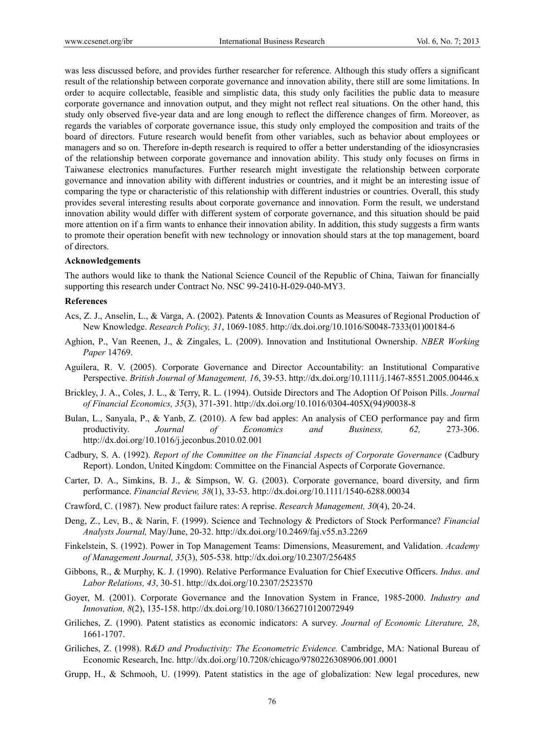was less discussed before, and provides further researcher for reference. Although this study offers a significant result of the relationship between corporate governance and innovation ability, there still are some limitations. In order to acquire collectable, feasible and simplistic data, this study only facilities the public data to measure corporate governance and innovation output, and they might not reflect real situations. On the other hand, this study only observed five-year data and are long enough to reflect the difference changes of firm. Moreover, as regards the variables of corporate governance issue, this study only employed the composition and traits of the board of directors. Future research would benefit from other variables, such as behavior about employees or managers and so on. Therefore in-depth research is required to offer a better understanding of the idiosyncrasies of the relationship between corporate governance and innovation ability. This study only focuses on firms in Taiwanese electronics manufactures. Further research might investigate the relationship between corporate governance and innovation ability with different industries or countries, and it might be an interesting issue of comparing the type or characteristic of this relationship with different industries or countries. Overall, this study provides several interesting results about corporate governance and innovation. Form the result, we understand innovation ability would differ with different system of corporate governance, and this situation should be paid more attention on if a firm wants to enhance their innovation ability. In addition, this study suggests a firm wants to promote their operation benefit with new technology or innovation should stars at the top management, board of directors.

**Acknowledgements**

The authors would like to thank the National Science Council of the Republic of China, Taiwan for financially supporting this research under Contract No. NSC 99-2410-H-029-040-MY3.

**References**

Acs, Z. J., Anselin, L., & Varga, A. (2002). Patents & Innovation Counts as Measures of Regional Production of New Knowledge. *Research Policy, 31*, 1069-1085. http://dx.doi.org/10.1016/S0048-7333(01)00184-6

Aghion, P., Van Reenen, J., & Zingales, L. (2009). Innovation and Institutional Ownership. *NBER Working Paper* 14769.

Aguilera, R. V. (2005). Corporate Governance and Director Accountability: an Institutional Comparative Perspective. *British Journal of Management, 16*, 39-53. http://dx.doi.org/10.1111/j.1467-8551.2005.00446.x

Brickley, J. A., Coles, J. L., & Terry, R. L. (1994). Outside Directors and The Adoption Of Poison Pills. *Journal of Financial Economics, 35*(3), 371-391. http://dx.doi.org/10.1016/0304-405X(94)90038-8

Bulan, L., Sanyala, P., & Yanb, Z. (2010). A few bad apples: An analysis of CEO performance pay and firm productivity. *Journal of Economics and Business, 62,* 273-306. http://dx.doi.org/10.1016/j.jeconbus.2010.02.001

Cadbury, S. A. (1992). *Report of the Committee on the Financial Aspects of Corporate Governance* (Cadbury Report). London, United Kingdom: Committee on the Financial Aspects of Corporate Governance.

Carter, D. A., Simkins, B. J., & Simpson, W. G. (2003). Corporate governance, board diversity, and firm performance. *Financial Review, 38*(1), 33-53. http://dx.doi.org/10.1111/1540-6288.00034

Crawford, C. (1987). New product failure rates: A reprise. *Research Management, 30*(4), 20-24.

Deng, Z., Lev, B., & Narin, F. (1999). Science and Technology & Predictors of Stock Performance? *Financial Analysts Journal,* May/June, 20-32. http://dx.doi.org/10.2469/faj.v55.n3.2269

Finkelstein, S. (1992). Power in Top Management Teams: Dimensions, Measurement, and Validation. *Academy of Management Journal, 35*(3), 505-538. http://dx.doi.org/10.2307/256485

Gibbons, R., & Murphy, K. J. (1990). Relative Performance Evaluation for Chief Executive Officers. *Indus. and Labor Relations, 43*, 30-51. http://dx.doi.org/10.2307/2523570

Goyer, M. (2001). Corporate Governance and the Innovation System in France, 1985-2000. *Industry and Innovation, 8*(2), 135-158. http://dx.doi.org/10.1080/13662710120072949

Griliches, Z. (1990). Patent statistics as economic indicators: A survey. *Journal of Economic Literature, 28*, 1661-1707.

Griliches, Z. (1998). R*&D and Productivity: The Econometric Evidence.* Cambridge, MA: National Bureau of Economic Research, Inc. http://dx.doi.org/10.7208/chicago/9780226308906.001.0001

Grupp, H., & Schmooh, U. (1999). Patent statistics in the age of globalization: New legal procedures, new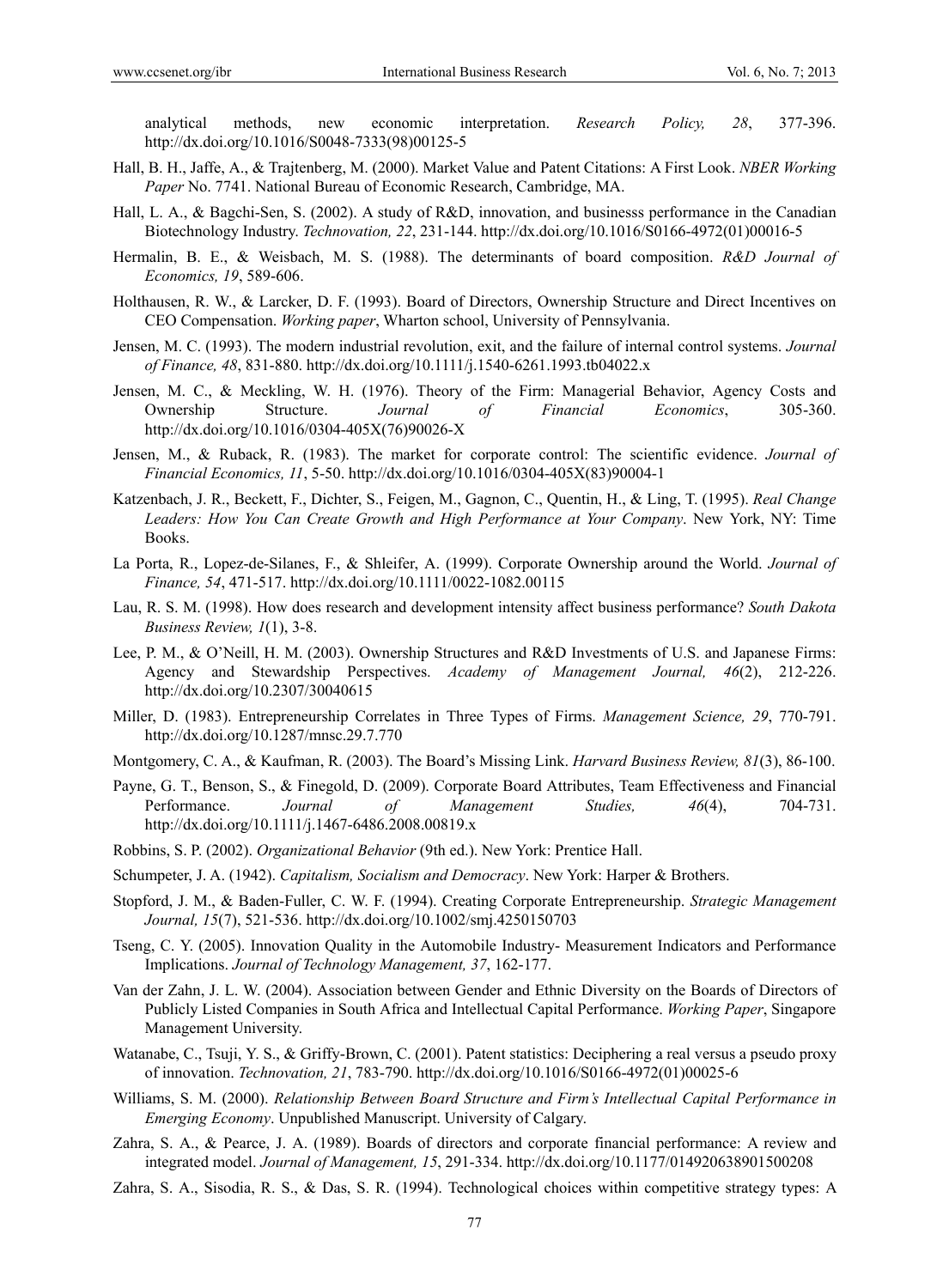analytical methods, new economic interpretation. *Research Policy, 28*, 377-396. http://dx.doi.org/10.1016/S0048-7333(98)00125-5

Hall, B. H., Jaffe, A., & Trajtenberg, M. (2000). Market Value and Patent Citations: A First Look. *NBER Working Paper* No. 7741. National Bureau of Economic Research, Cambridge, MA.

Hall, L. A., & Bagchi-Sen, S. (2002). A study of R&D, innovation, and businesss performance in the Canadian Biotechnology Industry. *Technovation, 22*, 231-144. http://dx.doi.org/10.1016/S0166-4972(01)00016-5

Hermalin, B. E., & Weisbach, M. S. (1988). The determinants of board composition. *R&D Journal of Economics, 19*, 589-606.

Holthausen, R. W., & Larcker, D. F. (1993). Board of Directors, Ownership Structure and Direct Incentives on CEO Compensation. *Working paper*, Wharton school, University of Pennsylvania.

Jensen, M. C. (1993). The modern industrial revolution, exit, and the failure of internal control systems. *Journal of Finance, 48*, 831-880. http://dx.doi.org/10.1111/j.1540-6261.1993.tb04022.x

Jensen, M. C., & Meckling, W. H. (1976). Theory of the Firm: Managerial Behavior, Agency Costs and Ownership Structure. *Journal of Financial Economics*, 305-360. http://dx.doi.org/10.1016/0304-405X(76)90026-X

Jensen, M., & Ruback, R. (1983). The market for corporate control: The scientific evidence. *Journal of Financial Economics, 11*, 5-50. http://dx.doi.org/10.1016/0304-405X(83)90004-1

Katzenbach, J. R., Beckett, F., Dichter, S., Feigen, M., Gagnon, C., Quentin, H., & Ling, T. (1995). *Real Change Leaders: How You Can Create Growth and High Performance at Your Company*. New York, NY: Time Books.

La Porta, R., Lopez-de-Silanes, F., & Shleifer, A. (1999). Corporate Ownership around the World. *Journal of Finance, 54*, 471-517. http://dx.doi.org/10.1111/0022-1082.00115

Lau, R. S. M. (1998). How does research and development intensity affect business performance? *South Dakota Business Review, 1*(1), 3-8.

Lee, P. M., & O'Neill, H. M. (2003). Ownership Structures and R&D Investments of U.S. and Japanese Firms: Agency and Stewardship Perspectives. *Academy of Management Journal, 46*(2), 212-226. http://dx.doi.org/10.2307/30040615

Miller, D. (1983). Entrepreneurship Correlates in Three Types of Firms. *Management Science, 29*, 770-791. http://dx.doi.org/10.1287/mnsc.29.7.770

Montgomery, C. A., & Kaufman, R. (2003). The Board's Missing Link. *Harvard Business Review, 81*(3), 86-100.

Payne, G. T., Benson, S., & Finegold, D. (2009). Corporate Board Attributes, Team Effectiveness and Financial Performance. *Journal of Management Studies, 46*(4), 704-731. http://dx.doi.org/10.1111/j.1467-6486.2008.00819.x

Robbins, S. P. (2002). *Organizational Behavior* (9th ed.). New York: Prentice Hall.

Schumpeter, J. A. (1942). *Capitalism, Socialism and Democracy*. New York: Harper & Brothers.

Stopford, J. M., & Baden-Fuller, C. W. F. (1994). Creating Corporate Entrepreneurship. *Strategic Management Journal, 15*(7), 521-536. http://dx.doi.org/10.1002/smj.4250150703

Tseng, C. Y. (2005). Innovation Quality in the Automobile Industry- Measurement Indicators and Performance Implications. *Journal of Technology Management, 37*, 162-177.

Van der Zahn, J. L. W. (2004). Association between Gender and Ethnic Diversity on the Boards of Directors of Publicly Listed Companies in South Africa and Intellectual Capital Performance. *Working Paper*, Singapore Management University.

Watanabe, C., Tsuji, Y. S., & Griffy-Brown, C. (2001). Patent statistics: Deciphering a real versus a pseudo proxy of innovation. *Technovation, 21*, 783-790. http://dx.doi.org/10.1016/S0166-4972(01)00025-6

Williams, S. M. (2000). *Relationship Between Board Structure and Firm's Intellectual Capital Performance in Emerging Economy*. Unpublished Manuscript. University of Calgary.

Zahra, S. A., & Pearce, J. A. (1989). Boards of directors and corporate financial performance: A review and integrated model. *Journal of Management, 15*, 291-334. http://dx.doi.org/10.1177/014920638901500208

Zahra, S. A., Sisodia, R. S., & Das, S. R. (1994). Technological choices within competitive strategy types: A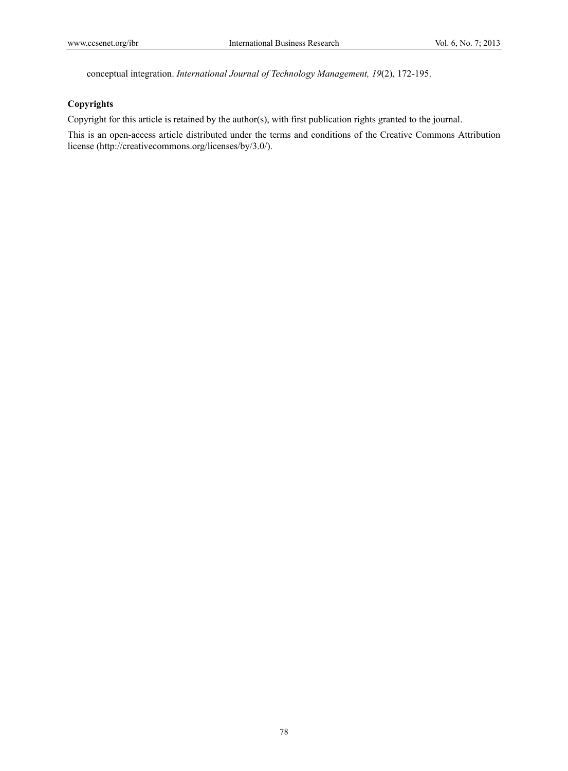conceptual integration. *International Journal of Technology Management, 19*(2), 172-195.

**Copyrights**

Copyright for this article is retained by the author(s), with first publication rights granted to the journal.

This is an open-access article distributed under the terms and conditions of the Creative Commons Attribution license (http://creativecommons.org/licenses/by/3.0/).